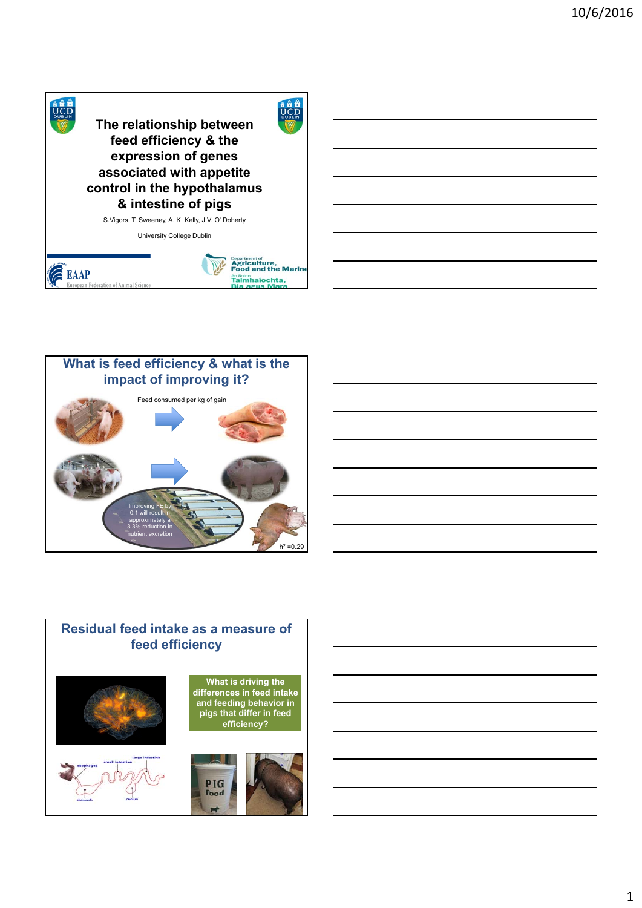# The relationship between feed efficiency & the expression of genes associated with appetite control in the hypothalamus & intestine of pigs

S.Vigors, T. Sweeney, A. K. Kelly, J.V. O' Doherty

University College Dublin

EAAP European Federation of Animal Science

Department of Agriculture, Food and the Marine
An Roinn Talmhaíochta, Bia agus Mara

## What is feed efficiency & what is the impact of improving it?

Feed consumed per kg of gain

Improving FE by 0.1 will result in approximately a 3.3% reduction in nutrient excretion

$h^2 = 0.29$

## Residual feed intake as a measure of feed efficiency

What is driving the differences in feed intake and feeding behavior in pigs that differ in feed efficiency?

esophagus, small intestine, large intestine, stomach, cecum

PIG food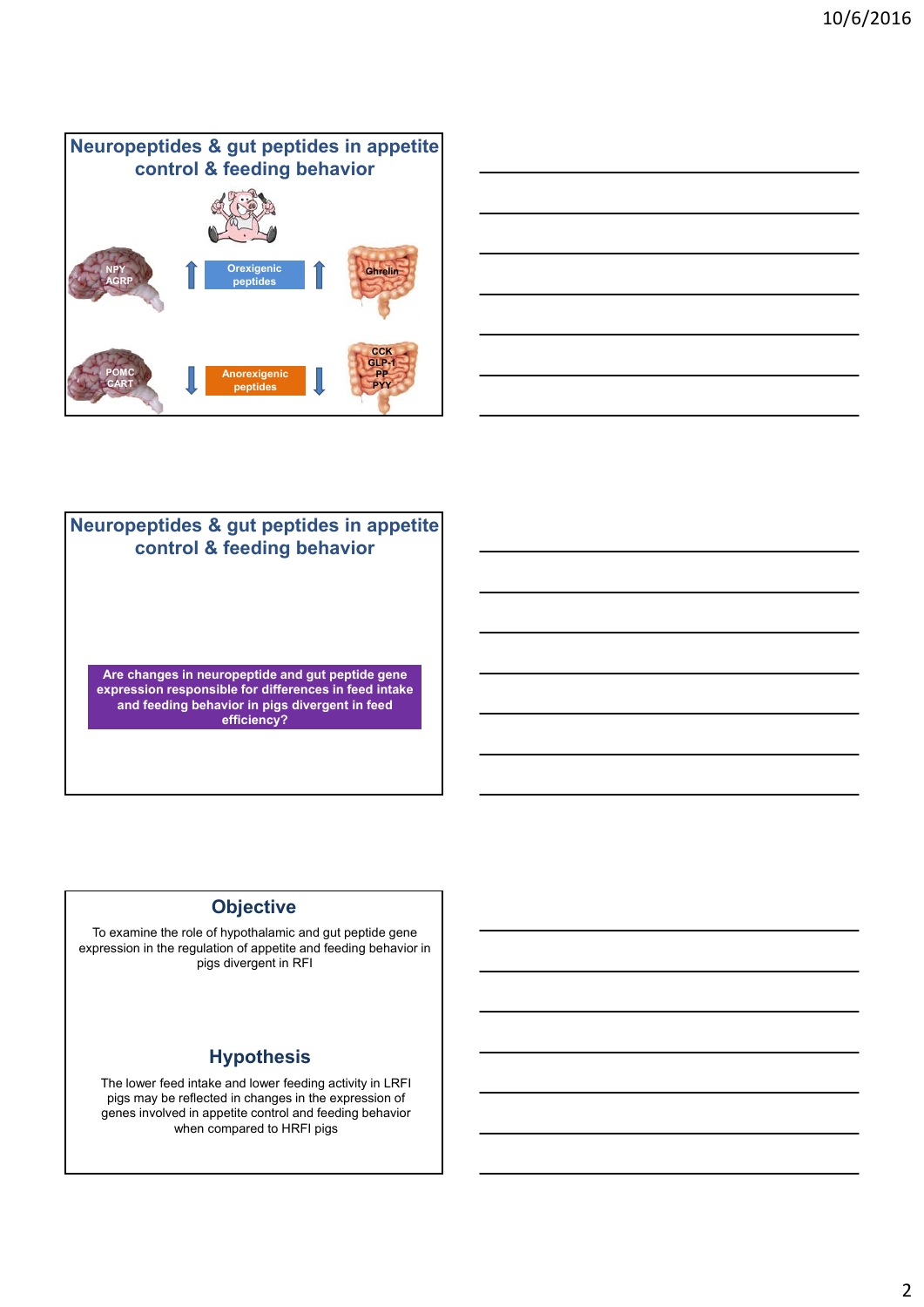## Neuropeptides & gut peptides in appetite control & feeding behavior

NPY
AGRP

Orexigenic peptides

Ghrelin

POMC
CART

Anorexigenic peptides

CCK
GLP-1
PP
PYY

## Neuropeptides & gut peptides in appetite control & feeding behavior

**Are changes in neuropeptide and gut peptide gene expression responsible for differences in feed intake and feeding behavior in pigs divergent in feed efficiency?**

## Objective

To examine the role of hypothalamic and gut peptide gene expression in the regulation of appetite and feeding behavior in pigs divergent in RFI

## Hypothesis

The lower feed intake and lower feeding activity in LRFI pigs may be reflected in changes in the expression of genes involved in appetite control and feeding behavior when compared to HRFI pigs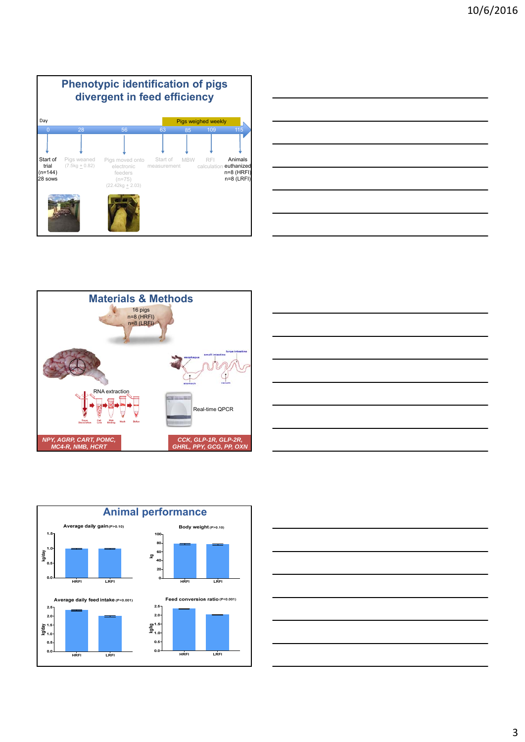## Phenotypic identification of pigs divergent in feed efficiency

Day

Pigs weighed weekly

| 0 | 28 | 56 | 63 | 85 | 109 | 115 |
|---|---|---|---|---|---|---|
| Start of trial (n=144) 28 sows | Pigs weaned (7.5kg + 0.82) | Pigs moved onto electronic feeders (n=75) (22.42kg + 2.03) | Start of measurement | MBW | RFI calculation | Animals euthanized n=8 (HRFI) n=8 (LRFI) |

## Materials & Methods

16 pigs
n=8 (HRFI)
n=8 (LRFI)

PVN LHA ARC

esophagus, small intestine, large intestine, stomach, cecum

RNA extraction

Tissue Dissociation, Cell Lysis, RNA Binding, Wash, Elution

Real-time QPCR

*NPY, AGRP, CART, POMC, MC4-R, NMB, HCRT*

*CCK, GLP-1R, GLP-2R, GHRL, PPY, GCG, PP, OXN*

## Animal performance

**Average daily gain** (P>0.10)

**Body weight** (P>0.10)

**Average daily feed intake** (P<0.001)

**Feed conversion ratio** (P<0.001)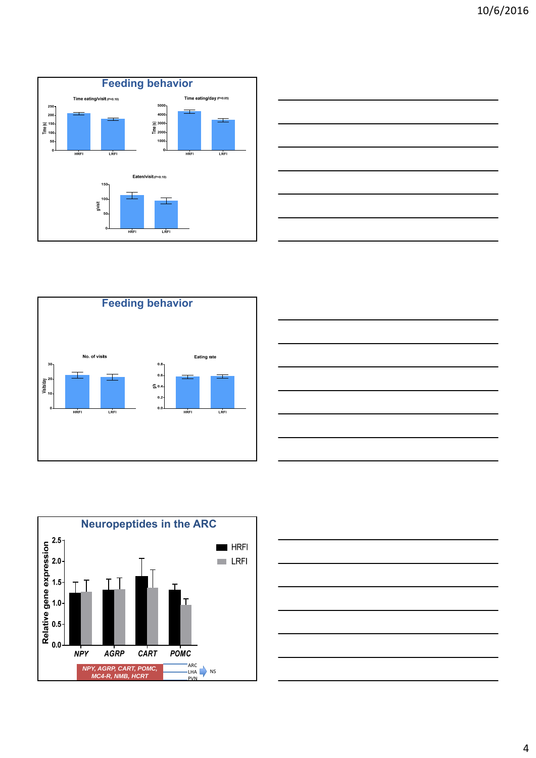## Feeding behavior

Time eating/visit (P<0.10)

Time (s): 0, 50, 100, 150, 200, 250

HRFI, LRFI

Time eating/day (P<0.05)

Time (s): 0, 1000, 2000, 3000, 4000, 5000

HRFI, LRFI

Eaten/visit (P<0.10)

g/visit: 0, 50, 100, 150

HRFI, LRFI

## Feeding behavior

No. of visits

Visits/day: 0, 10, 20, 30

HRFI, LRFI

Eating rate

g/s: 0.0, 0.2, 0.4, 0.6, 0.8

HRFI, LRFI

## Neuropeptides in the ARC

Relative gene expression: 0.0, 0.5, 1.0, 1.5, 2.0, 2.5

*NPY*, *AGRP*, *CART*, *POMC*

HRFI, LRFI

*NPY, AGRP, CART, POMC, MC4-R, NMB, HCRT* — ARC, LHA, PVN → NS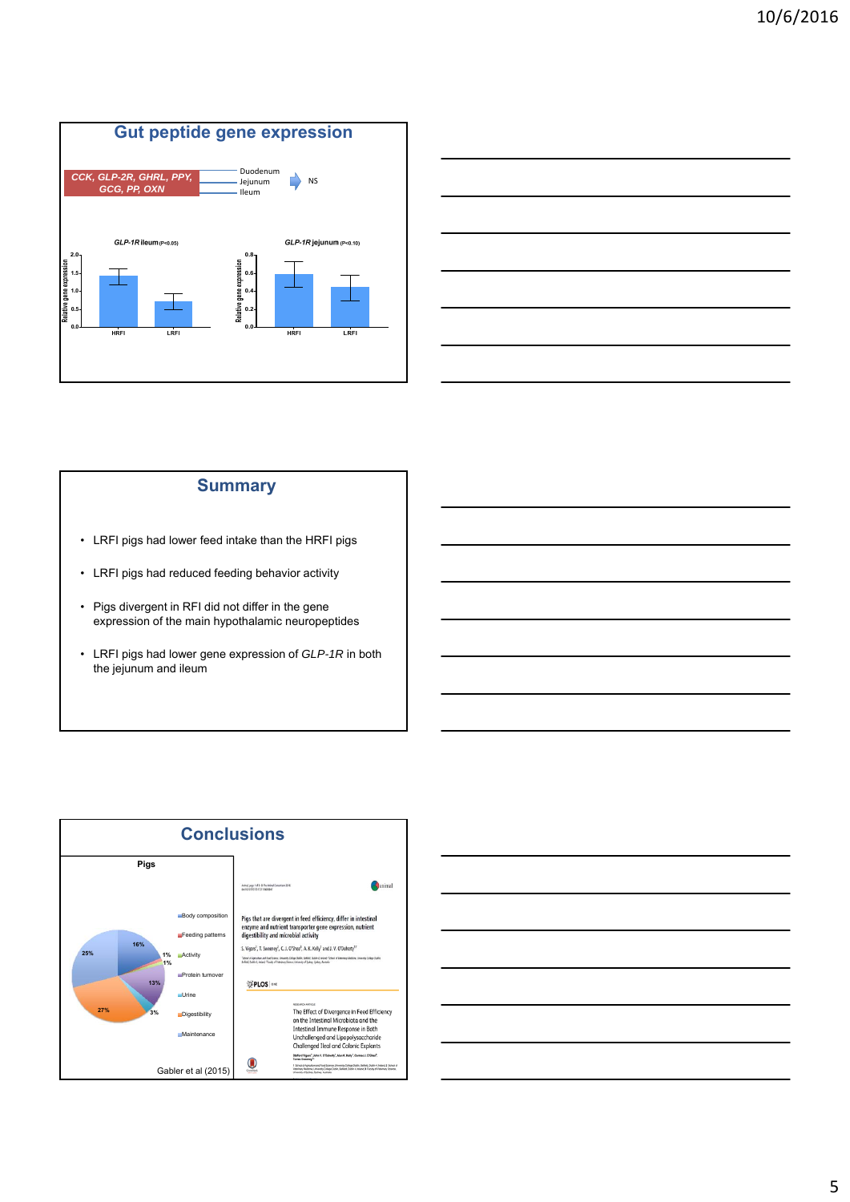## Gut peptide gene expression

*CCK, GLP-2R, GHRL, PPY, GCG, PP, OXN* — Duodenum, Jejunum, Ileum → NS

*GLP-1R* ileum (P<0.05)

*GLP-1R* jejunum (P<0.10)

Relative gene expression

HRFI LRFI

## Summary

- LRFI pigs had lower feed intake than the HRFI pigs
- LRFI pigs had reduced feeding behavior activity
- Pigs divergent in RFI did not differ in the gene expression of the main hypothalamic neuropeptides
- LRFI pigs had lower gene expression of *GLP-1R* in both the jejunum and ileum

## Conclusions

Pigs

- Body composition
- Feeding patterns
- Activity
- Protein turnover
- Urine
- Digestibility
- Maintenance

16%, 1%, 1%, 13%, 3%, 27%, 25%

Gabler et al (2015)

Pigs that are divergent in feed efficiency, differ in intestinal enzyme and nutrient transporter gene expression, nutrient digestibility and microbial activity

The Effect of Divergence in Feed Efficiency on the Intestinal Microbiota and the Intestinal Immune Response in Both Unchallenged and Lipopolysaccharide Challenged Ileal and Colonic Explants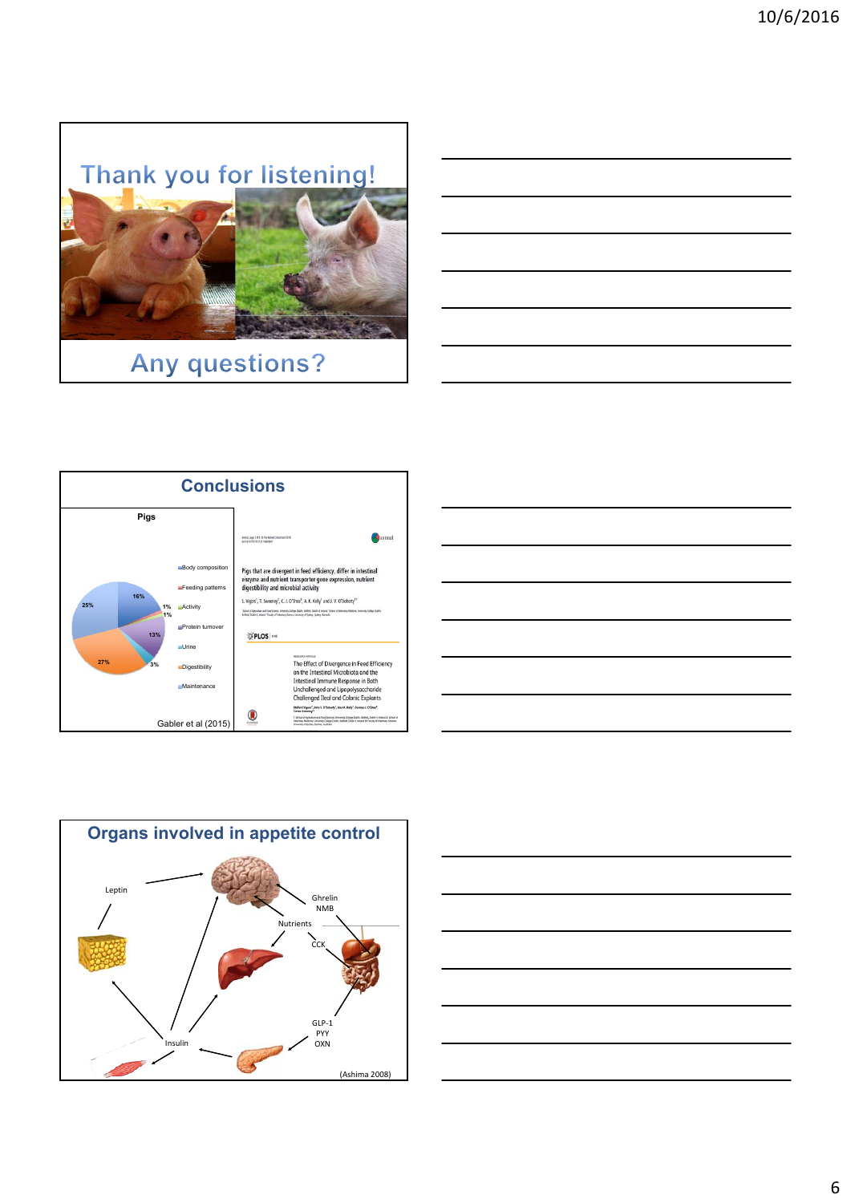## Thank you for listening!

Any questions?

## Conclusions

Pigs

- Body composition
- Feeding patterns
- Activity
- Protein turnover
- Urine
- Digestibility
- Maintenance

16%, 1%, 1%, 13%, 3%, 27%, 25%

Gabler et al (2015)

Pigs that are divergent in feed efficiency, differ in intestinal enzyme and nutrient transporter gene expression, nutrient digestibility and microbial activity

The Effect of Divergence in Feed Efficiency on the Intestinal Microbiota and the Intestinal Immune Response in Both Unchallenged and Lipopolysaccharide Challenged Ileal and Colonic Explants

## Organs involved in appetite control

Leptin

Ghrelin
NMB

Nutrients

CCK

GLP-1
PYY
OXN

Insulin

(Ashima 2008)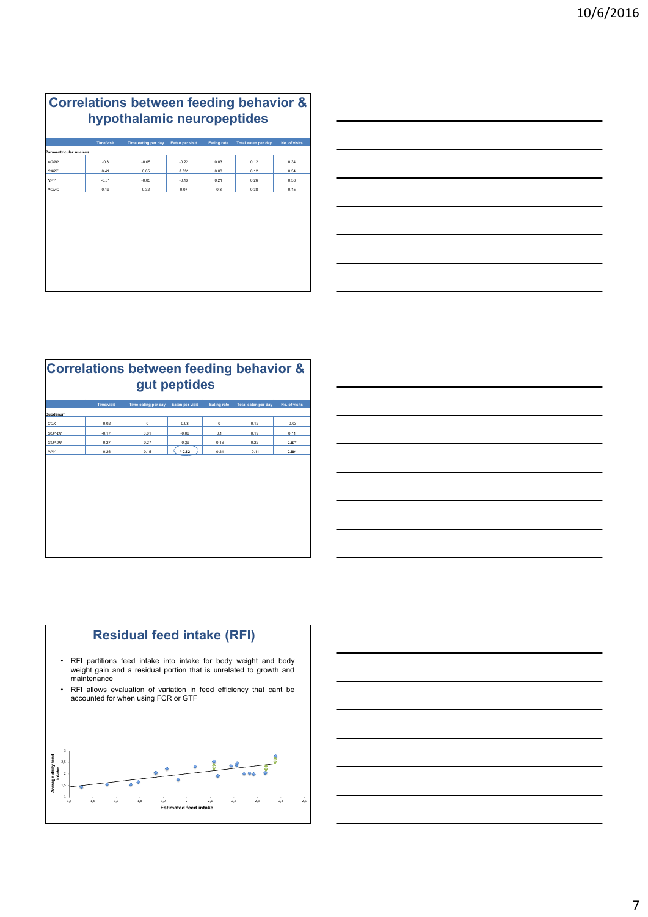## Correlations between feeding behavior & hypothalamic neuropeptides

| | Time/visit | Time eating per day | Eaten per visit | Eating rate | Total eaten per day | No. of visits |
|---|---|---|---|---|---|---|
| **Paraventricular nucleus** | | | | | | |
| *AGRP* | -0.3 | -0.05 | -0.22 | 0.03 | 0.12 | 0.34 |
| *CART* | 0.41 | 0.05 | **0.63*** | 0.03 | 0.12 | 0.34 |
| *NPY* | -0.31 | -0.05 | -0.13 | 0.21 | 0.26 | 0.38 |
| *POMC* | 0.19 | 0.32 | 0.07 | -0.3 | 0.38 | 0.15 |

## Correlations between feeding behavior & gut peptides

| | Time/visit | Time eating per day | Eaten per visit | Eating rate | Total eaten per day | No. of visits |
|---|---|---|---|---|---|---|
| **Duodenum** | | | | | | |
| *CCK* | -0.02 | 0 | 0.03 | 0 | 0.12 | -0.03 |
| *GLP-1R* | -0.17 | 0.01 | -0.06 | 0.1 | 0.19 | 0.11 |
| *GLP-2R* | -0.27 | 0.27 | -0.39 | -0.16 | 0.22 | **0.67*** |
| *PPY* | -0.26 | 0.15 | **\*-0.52** | -0.24 | -0.11 | **0.60*** |

## Residual feed intake (RFI)

- RFI partitions feed intake into intake for body weight and body weight gain and a residual portion that is unrelated to growth and maintenance
- RFI allows evaluation of variation in feed efficiency that cant be accounted for when using FCR or GTF

Average daily feed intake

Estimated feed intake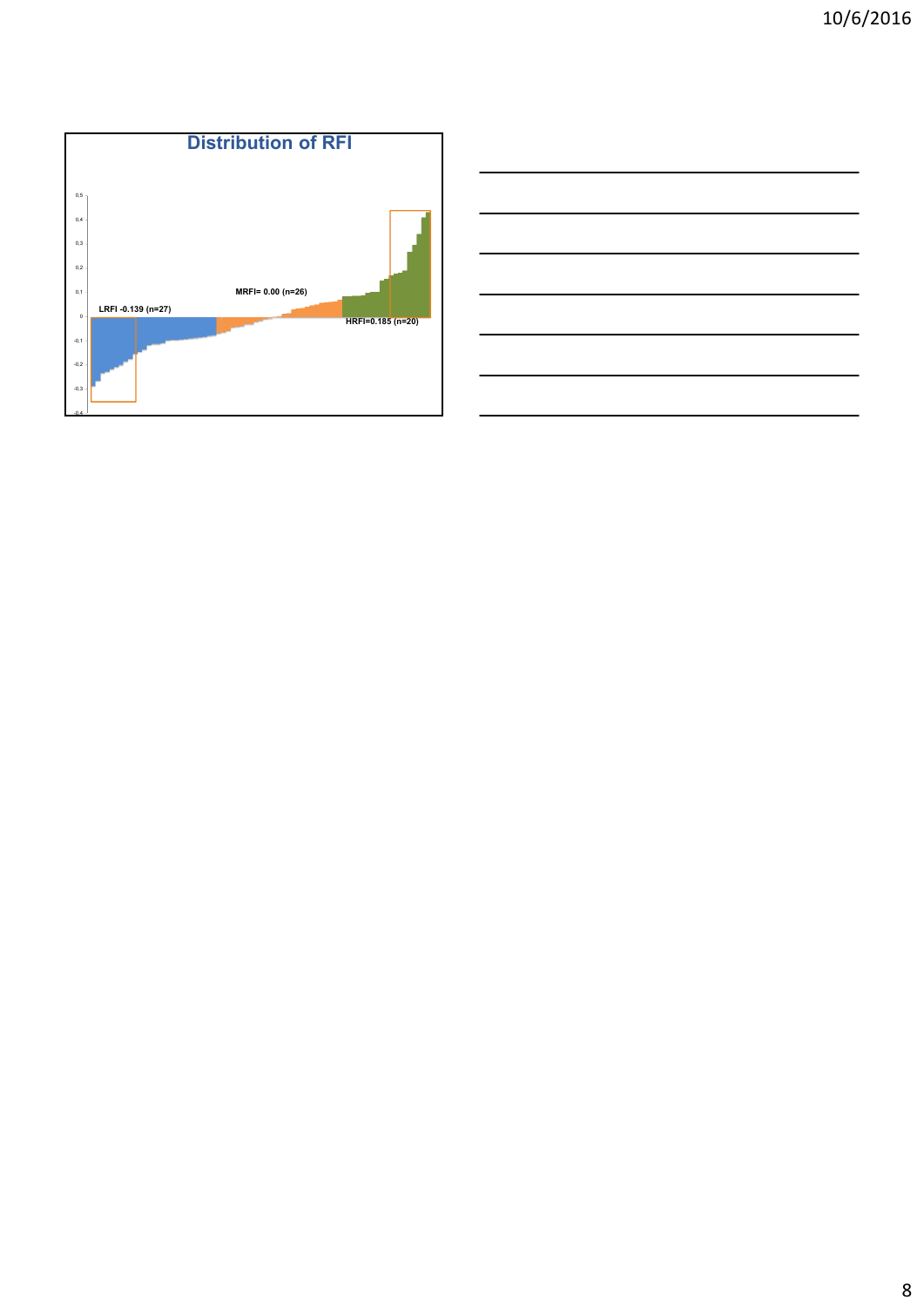Distribution of RFI

0.5
0.4
0.3
0.2
0.1
0
-0.1
-0.2
-0.3
-0.4

LRFI -0.139 (n=27)

MRFI= 0.00 (n=26)

HRFI=0.185 (n=20)